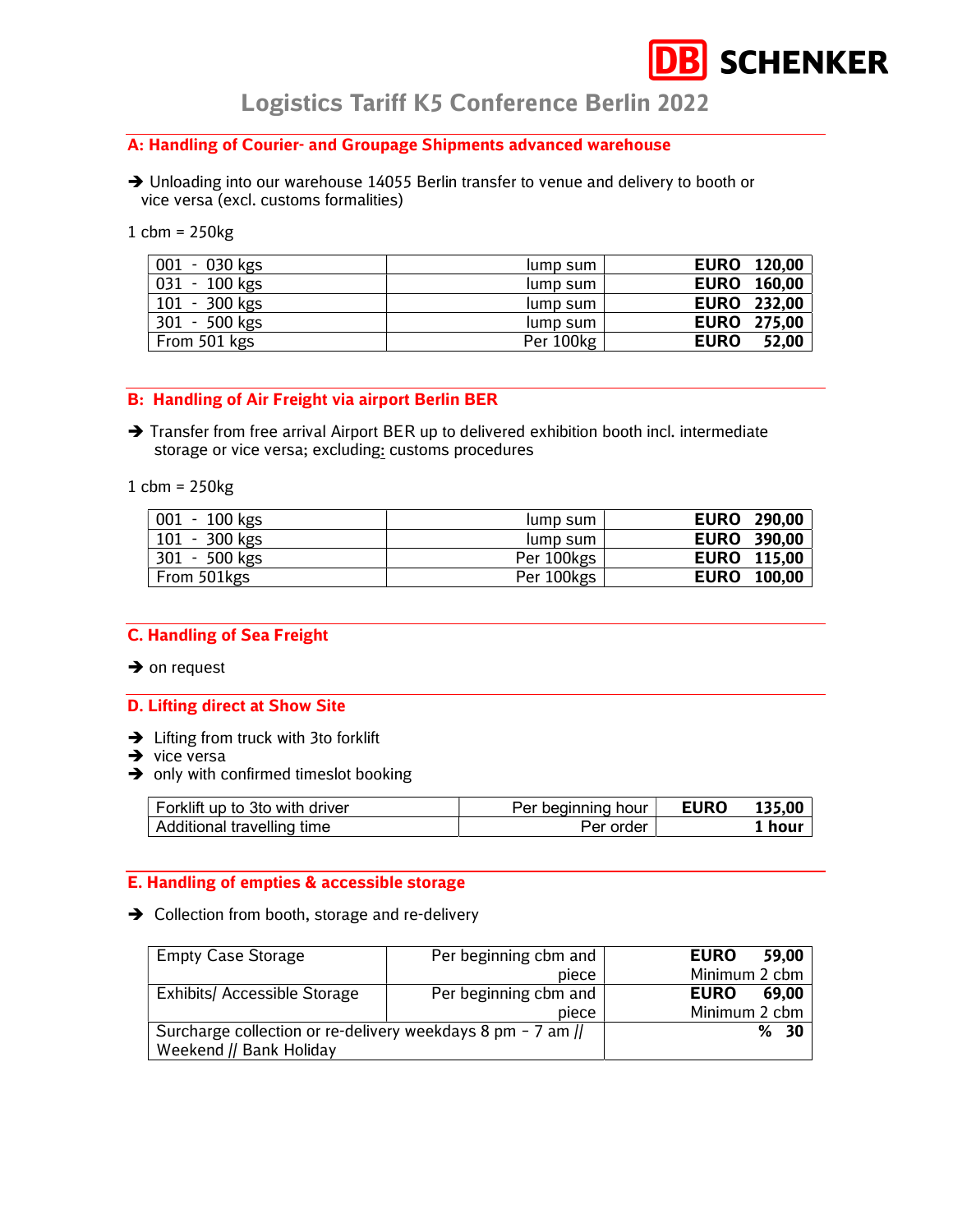DB SCHENKER

# Logistics Tariff K5 Conference Berlin 2022

## A: Handling of Courier- and Groupage Shipments advanced warehouse

➔ Unloading into our warehouse 14055 Berlin transfer to venue and delivery to booth or vice versa (excl. customs formalities)

1 cbm = 250kg

| | | |
|---|---|---|
| 001 - 030 kgs | lump sum | **EURO 120,00** |
| 031 - 100 kgs | lump sum | **EURO 160,00** |
| 101 - 300 kgs | lump sum | **EURO 232,00** |
| 301 - 500 kgs | lump sum | **EURO 275,00** |
| From 501 kgs | Per 100kg | **EURO 52,00** |

## B: Handling of Air Freight via airport Berlin BER

➔ Transfer from free arrival Airport BER up to delivered exhibition booth incl. intermediate storage or vice versa; excluding: customs procedures

1 cbm = 250kg

| | | |
|---|---|---|
| 001 - 100 kgs | lump sum | **EURO 290,00** |
| 101 - 300 kgs | lump sum | **EURO 390,00** |
| 301 - 500 kgs | Per 100kgs | **EURO 115,00** |
| From 501kgs | Per 100kgs | **EURO 100,00** |

## C. Handling of Sea Freight

➔ on request

## D. Lifting direct at Show Site

➔ Lifting from truck with 3to forklift
➔ vice versa
➔ only with confirmed timeslot booking

| | | | |
|---|---|---|---|
| Forklift up to 3to with driver | Per beginning hour | **EURO** | **135,00** |
| Additional travelling time | Per order | | **1 hour** |

## E. Handling of empties & accessible storage

➔ Collection from booth, storage and re-delivery

| | | |
|---|---|---|
| Empty Case Storage | Per beginning cbm and piece | **EURO 59,00** Minimum 2 cbm |
| Exhibits/ Accessible Storage | Per beginning cbm and piece | **EURO 69,00** Minimum 2 cbm |
| Surcharge collection or re-delivery weekdays 8 pm – 7 am // Weekend // Bank Holiday | | **% 30** |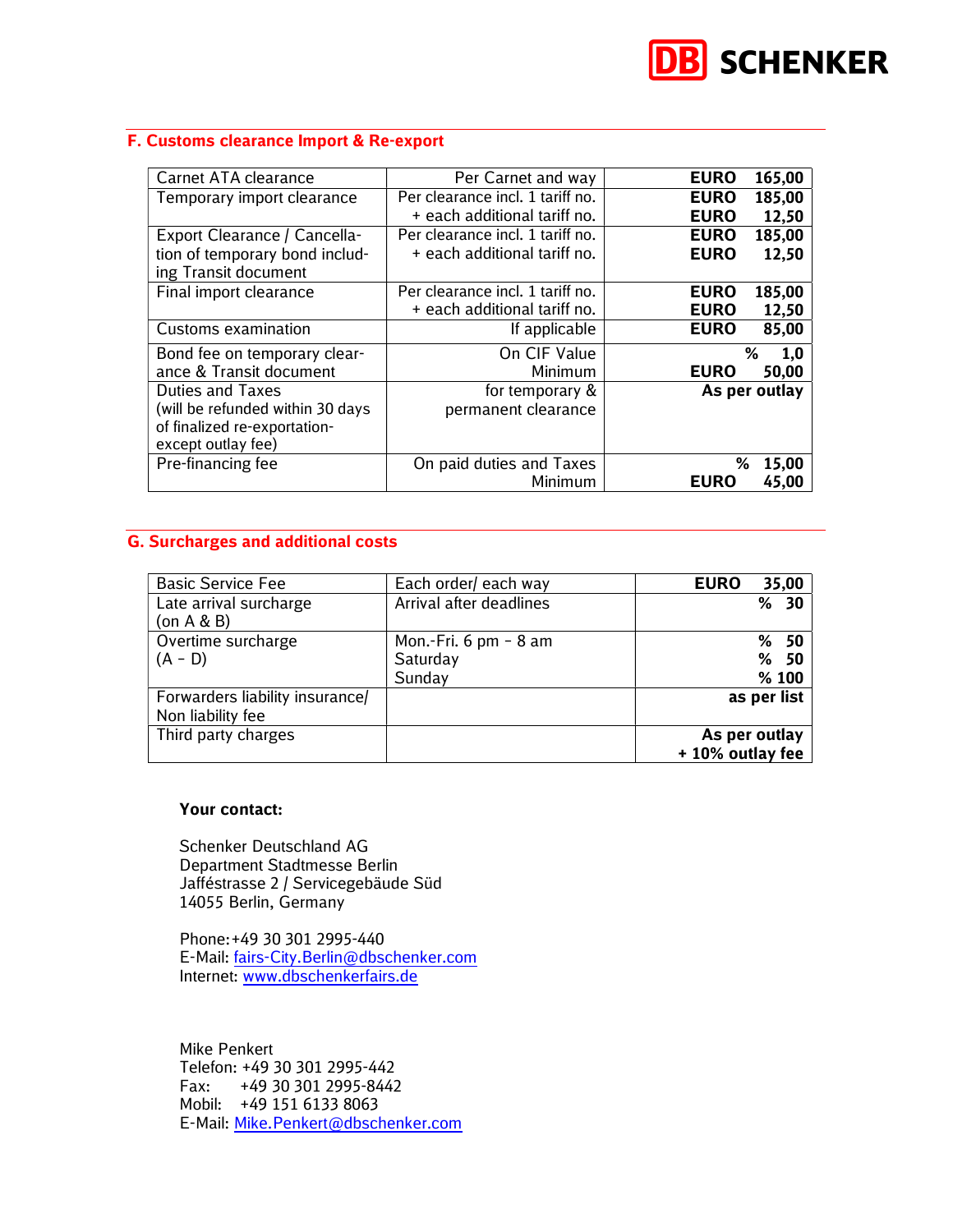## F. Customs clearance Import & Re-export

| | | |
|---|---|---|
| Carnet ATA clearance | Per Carnet and way | **EURO** 165,00 |
| Temporary import clearance | Per clearance incl. 1 tariff no.<br>+ each additional tariff no. | **EURO** 185,00<br>**EURO** 12,50 |
| Export Clearance / Cancellation of temporary bond including Transit document | Per clearance incl. 1 tariff no.<br>+ each additional tariff no. | **EURO** 185,00<br>**EURO** 12,50 |
| Final import clearance | Per clearance incl. 1 tariff no.<br>+ each additional tariff no. | **EURO** 185,00<br>**EURO** 12,50 |
| Customs examination | If applicable | **EURO** 85,00 |
| Bond fee on temporary clearance & Transit document | On CIF Value<br>Minimum | **%** 1,0<br>**EURO** 50,00 |
| Duties and Taxes<br>(will be refunded within 30 days of finalized re-exportation-except outlay fee) | for temporary & permanent clearance | **As per outlay** |
| Pre-financing fee | On paid duties and Taxes<br>Minimum | **%** 15,00<br>**EURO** 45,00 |

## G. Surcharges and additional costs

| | | |
|---|---|---|
| Basic Service Fee | Each order/ each way | **EURO** 35,00 |
| Late arrival surcharge<br>(on A & B) | Arrival after deadlines | **%** 30 |
| Overtime surcharge<br>(A – D) | Mon.-Fri. 6 pm – 8 am<br>Saturday<br>Sunday | **%** 50<br>**%** 50<br>**%** 100 |
| Forwarders liability insurance/<br>Non liability fee | | **as per list** |
| Third party charges | | **As per outlay<br>+ 10% outlay fee** |

**Your contact:**

Schenker Deutschland AG
Department Stadtmesse Berlin
Jafféstrasse 2 / Servicegebäude Süd
14055 Berlin, Germany

Phone: +49 30 301 2995-440
E-Mail: fairs-City.Berlin@dbschenker.com
Internet: www.dbschenkerfairs.de

Mike Penkert
Telefon: +49 30 301 2995-442
Fax: +49 30 301 2995-8442
Mobil: +49 151 6133 8063
E-Mail: Mike.Penkert@dbschenker.com